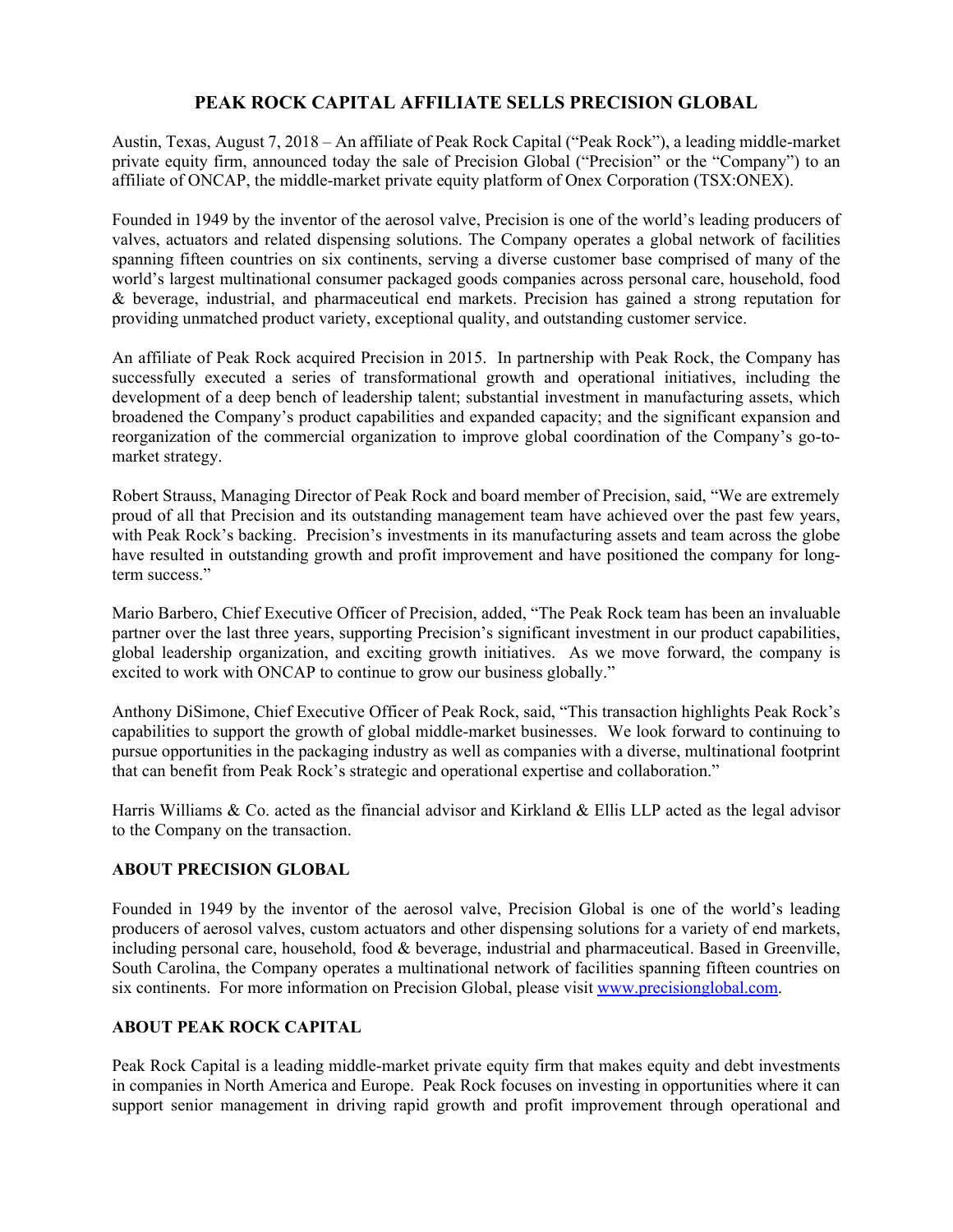# PEAK ROCK CAPITAL AFFILIATE SELLS PRECISION GLOBAL

Austin, Texas, August 7, 2018 – An affiliate of Peak Rock Capital ("Peak Rock"), a leading middle-market private equity firm, announced today the sale of Precision Global ("Precision" or the "Company") to an affiliate of ONCAP, the middle-market private equity platform of Onex Corporation (TSX:ONEX).

Founded in 1949 by the inventor of the aerosol valve, Precision is one of the world's leading producers of valves, actuators and related dispensing solutions. The Company operates a global network of facilities spanning fifteen countries on six continents, serving a diverse customer base comprised of many of the world's largest multinational consumer packaged goods companies across personal care, household, food & beverage, industrial, and pharmaceutical end markets. Precision has gained a strong reputation for providing unmatched product variety, exceptional quality, and outstanding customer service.

An affiliate of Peak Rock acquired Precision in 2015. In partnership with Peak Rock, the Company has successfully executed a series of transformational growth and operational initiatives, including the development of a deep bench of leadership talent; substantial investment in manufacturing assets, which broadened the Company's product capabilities and expanded capacity; and the significant expansion and reorganization of the commercial organization to improve global coordination of the Company's go-to-market strategy.

Robert Strauss, Managing Director of Peak Rock and board member of Precision, said, "We are extremely proud of all that Precision and its outstanding management team have achieved over the past few years, with Peak Rock's backing. Precision's investments in its manufacturing assets and team across the globe have resulted in outstanding growth and profit improvement and have positioned the company for long-term success."

Mario Barbero, Chief Executive Officer of Precision, added, "The Peak Rock team has been an invaluable partner over the last three years, supporting Precision's significant investment in our product capabilities, global leadership organization, and exciting growth initiatives. As we move forward, the company is excited to work with ONCAP to continue to grow our business globally."

Anthony DiSimone, Chief Executive Officer of Peak Rock, said, "This transaction highlights Peak Rock's capabilities to support the growth of global middle-market businesses. We look forward to continuing to pursue opportunities in the packaging industry as well as companies with a diverse, multinational footprint that can benefit from Peak Rock's strategic and operational expertise and collaboration."

Harris Williams & Co. acted as the financial advisor and Kirkland & Ellis LLP acted as the legal advisor to the Company on the transaction.

**ABOUT PRECISION GLOBAL**

Founded in 1949 by the inventor of the aerosol valve, Precision Global is one of the world's leading producers of aerosol valves, custom actuators and other dispensing solutions for a variety of end markets, including personal care, household, food & beverage, industrial and pharmaceutical. Based in Greenville, South Carolina, the Company operates a multinational network of facilities spanning fifteen countries on six continents. For more information on Precision Global, please visit www.precisionglobal.com.

**ABOUT PEAK ROCK CAPITAL**

Peak Rock Capital is a leading middle-market private equity firm that makes equity and debt investments in companies in North America and Europe. Peak Rock focuses on investing in opportunities where it can support senior management in driving rapid growth and profit improvement through operational and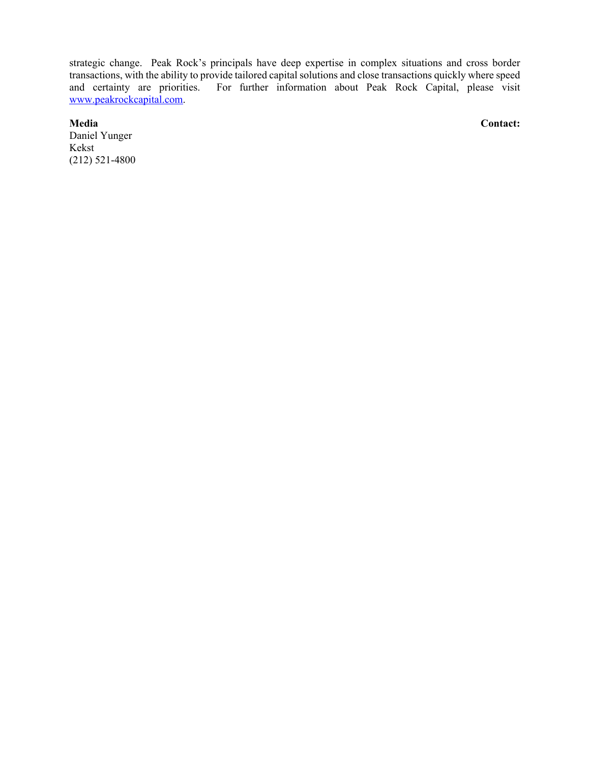strategic change. Peak Rock's principals have deep expertise in complex situations and cross border transactions, with the ability to provide tailored capital solutions and close transactions quickly where speed and certainty are priorities. For further information about Peak Rock Capital, please visit [www.peakrockcapital.com](http://www.peakrockcapital.com).

**Media Contact:**
Daniel Yunger
Kekst
(212) 521-4800